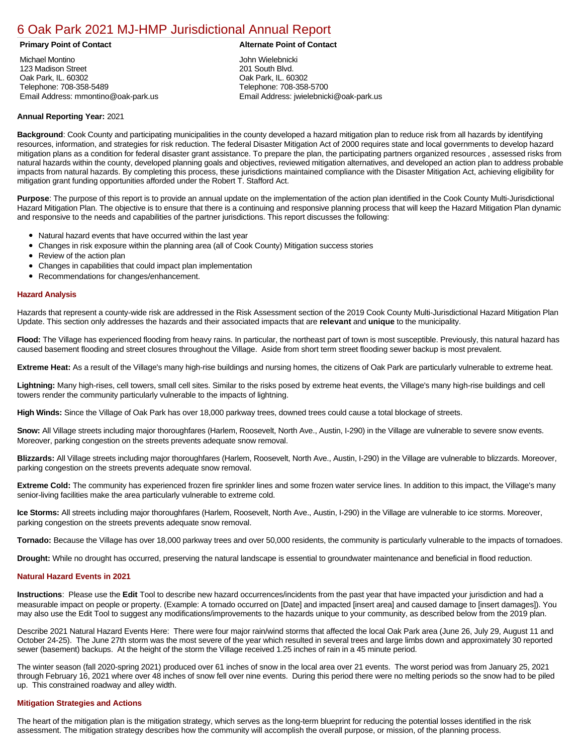# 6 Oak Park 2021 MJ-HMP Jurisdictional Annual Report

**Primary Point of Contact**

Michael Montino
123 Madison Street
Oak Park, IL. 60302
Telephone: 708-358-5489
Email Address: mmontino@oak-park.us

**Alternate Point of Contact**

John Wielebnicki
201 South Blvd.
Oak Park, IL. 60302
Telephone: 708-358-5700
Email Address: jwielebnicki@oak-park.us

**Annual Reporting Year:** 2021

**Background**: Cook County and participating municipalities in the county developed a hazard mitigation plan to reduce risk from all hazards by identifying resources, information, and strategies for risk reduction. The federal Disaster Mitigation Act of 2000 requires state and local governments to develop hazard mitigation plans as a condition for federal disaster grant assistance. To prepare the plan, the participating partners organized resources , assessed risks from natural hazards within the county, developed planning goals and objectives, reviewed mitigation alternatives, and developed an action plan to address probable impacts from natural hazards. By completing this process, these jurisdictions maintained compliance with the Disaster Mitigation Act, achieving eligibility for mitigation grant funding opportunities afforded under the Robert T. Stafford Act.

**Purpose**: The purpose of this report is to provide an annual update on the implementation of the action plan identified in the Cook County Multi-Jurisdictional Hazard Mitigation Plan. The objective is to ensure that there is a continuing and responsive planning process that will keep the Hazard Mitigation Plan dynamic and responsive to the needs and capabilities of the partner jurisdictions. This report discusses the following:

- Natural hazard events that have occurred within the last year
- Changes in risk exposure within the planning area (all of Cook County) Mitigation success stories
- Review of the action plan
- Changes in capabilities that could impact plan implementation
- Recommendations for changes/enhancement.

## Hazard Analysis

Hazards that represent a county-wide risk are addressed in the Risk Assessment section of the 2019 Cook County Multi-Jurisdictional Hazard Mitigation Plan Update. This section only addresses the hazards and their associated impacts that are **relevant** and **unique** to the municipality.

**Flood:** The Village has experienced flooding from heavy rains. In particular, the northeast part of town is most susceptible. Previously, this natural hazard has caused basement flooding and street closures throughout the Village. Aside from short term street flooding sewer backup is most prevalent.

**Extreme Heat:** As a result of the Village's many high-rise buildings and nursing homes, the citizens of Oak Park are particularly vulnerable to extreme heat.

**Lightning:** Many high-rises, cell towers, small cell sites. Similar to the risks posed by extreme heat events, the Village's many high-rise buildings and cell towers render the community particularly vulnerable to the impacts of lightning.

**High Winds:** Since the Village of Oak Park has over 18,000 parkway trees, downed trees could cause a total blockage of streets.

**Snow:** All Village streets including major thoroughfares (Harlem, Roosevelt, North Ave., Austin, I-290) in the Village are vulnerable to severe snow events. Moreover, parking congestion on the streets prevents adequate snow removal.

**Blizzards:** All Village streets including major thoroughfares (Harlem, Roosevelt, North Ave., Austin, I-290) in the Village are vulnerable to blizzards. Moreover, parking congestion on the streets prevents adequate snow removal.

**Extreme Cold:** The community has experienced frozen fire sprinkler lines and some frozen water service lines. In addition to this impact, the Village's many senior-living facilities make the area particularly vulnerable to extreme cold.

**Ice Storms:** All streets including major thoroughfares (Harlem, Roosevelt, North Ave., Austin, I-290) in the Village are vulnerable to ice storms. Moreover, parking congestion on the streets prevents adequate snow removal.

**Tornado:** Because the Village has over 18,000 parkway trees and over 50,000 residents, the community is particularly vulnerable to the impacts of tornadoes.

**Drought:** While no drought has occurred, preserving the natural landscape is essential to groundwater maintenance and beneficial in flood reduction.

## Natural Hazard Events in 2021

**Instructions**: Please use the **Edit** Tool to describe new hazard occurrences/incidents from the past year that have impacted your jurisdiction and had a measurable impact on people or property. (Example: A tornado occurred on [Date] and impacted [insert area] and caused damage to [insert damages]). You may also use the Edit Tool to suggest any modifications/improvements to the hazards unique to your community, as described below from the 2019 plan.

Describe 2021 Natural Hazard Events Here: There were four major rain/wind storms that affected the local Oak Park area (June 26, July 29, August 11 and October 24-25). The June 27th storm was the most severe of the year which resulted in several trees and large limbs down and approximately 30 reported sewer (basement) backups. At the height of the storm the Village received 1.25 inches of rain in a 45 minute period.

The winter season (fall 2020-spring 2021) produced over 61 inches of snow in the local area over 21 events. The worst period was from January 25, 2021 through February 16, 2021 where over 48 inches of snow fell over nine events. During this period there were no melting periods so the snow had to be piled up. This constrained roadway and alley width.

## Mitigation Strategies and Actions

The heart of the mitigation plan is the mitigation strategy, which serves as the long-term blueprint for reducing the potential losses identified in the risk assessment. The mitigation strategy describes how the community will accomplish the overall purpose, or mission, of the planning process.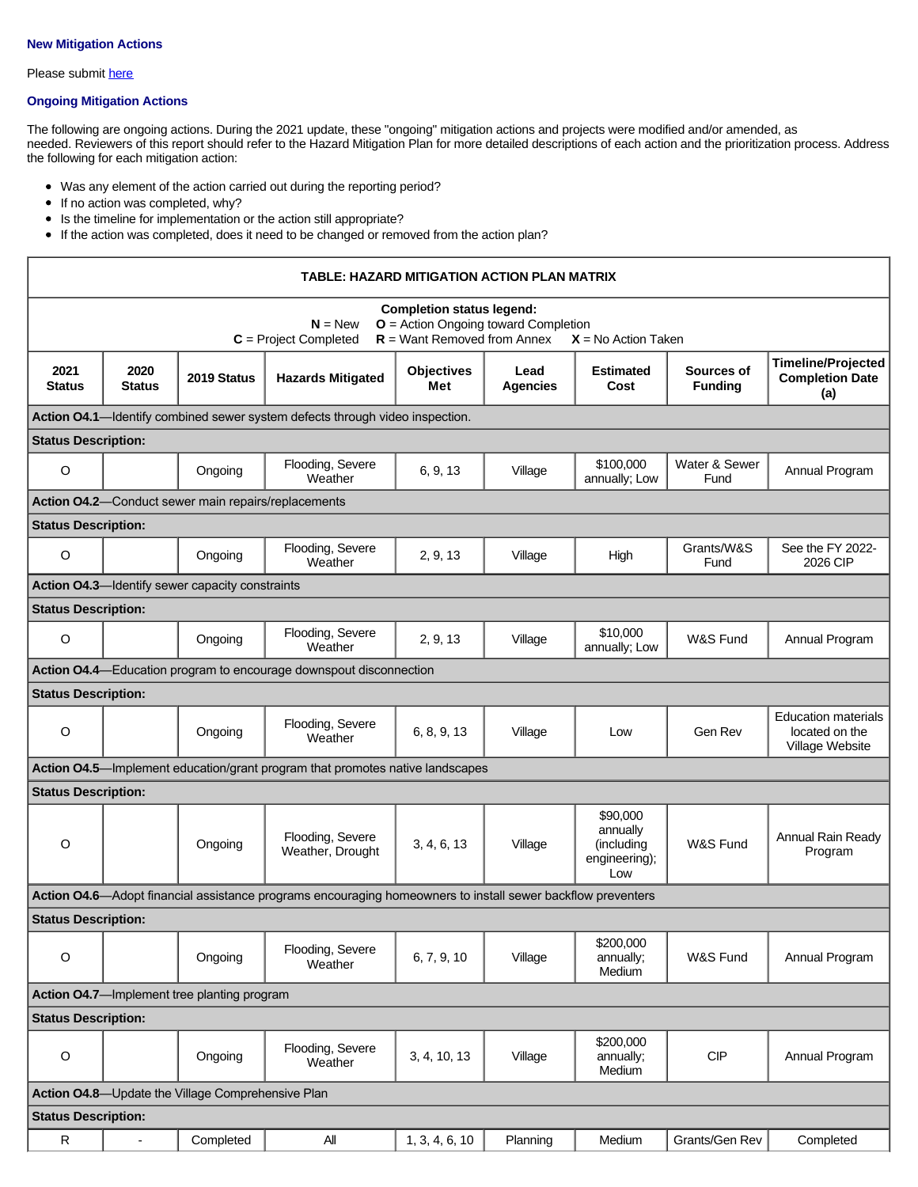### New Mitigation Actions

Please submit here

### Ongoing Mitigation Actions

The following are ongoing actions. During the 2021 update, these "ongoing" mitigation actions and projects were modified and/or amended, as needed. Reviewers of this report should refer to the Hazard Mitigation Plan for more detailed descriptions of each action and the prioritization process. Address the following for each mitigation action:

- Was any element of the action carried out during the reporting period?
- If no action was completed, why?
- Is the timeline for implementation or the action still appropriate?
- If the action was completed, does it need to be changed or removed from the action plan?

| TABLE: HAZARD MITIGATION ACTION PLAN MATRIX | | | | | | | | |
|---|---|---|---|---|---|---|---|---|
| **Completion status legend:** **N** = New **O** = Action Ongoing toward Completion **C** = Project Completed **R** = Want Removed from Annex **X** = No Action Taken | | | | | | | | |
| **2021 Status** | **2020 Status** | **2019 Status** | **Hazards Mitigated** | **Objectives Met** | **Lead Agencies** | **Estimated Cost** | **Sources of Funding** | **Timeline/Projected Completion Date (a)** |
| **Action O4.1**—Identify combined sewer system defects through video inspection. | | | | | | | | |
| **Status Description:** | | | | | | | | |
| O | | Ongoing | Flooding, Severe Weather | 6, 9, 13 | Village | $100,000 annually; Low | Water & Sewer Fund | Annual Program |
| **Action O4.2**—Conduct sewer main repairs/replacements | | | | | | | | |
| **Status Description:** | | | | | | | | |
| O | | Ongoing | Flooding, Severe Weather | 2, 9, 13 | Village | High | Grants/W&S Fund | See the FY 2022-2026 CIP |
| **Action O4.3**—Identify sewer capacity constraints | | | | | | | | |
| **Status Description:** | | | | | | | | |
| O | | Ongoing | Flooding, Severe Weather | 2, 9, 13 | Village | $10,000 annually; Low | W&S Fund | Annual Program |
| **Action O4.4**—Education program to encourage downspout disconnection | | | | | | | | |
| **Status Description:** | | | | | | | | |
| O | | Ongoing | Flooding, Severe Weather | 6, 8, 9, 13 | Village | Low | Gen Rev | Education materials located on the Village Website |
| **Action O4.5**—Implement education/grant program that promotes native landscapes | | | | | | | | |
| **Status Description:** | | | | | | | | |
| O | | Ongoing | Flooding, Severe Weather, Drought | 3, 4, 6, 13 | Village | $90,000 annually (including engineering); Low | W&S Fund | Annual Rain Ready Program |
| **Action O4.6**—Adopt financial assistance programs encouraging homeowners to install sewer backflow preventers | | | | | | | | |
| **Status Description:** | | | | | | | | |
| O | | Ongoing | Flooding, Severe Weather | 6, 7, 9, 10 | Village | $200,000 annually; Medium | W&S Fund | Annual Program |
| **Action O4.7**—Implement tree planting program | | | | | | | | |
| **Status Description:** | | | | | | | | |
| O | | Ongoing | Flooding, Severe Weather | 3, 4, 10, 13 | Village | $200,000 annually; Medium | CIP | Annual Program |
| **Action O4.8**—Update the Village Comprehensive Plan | | | | | | | | |
| **Status Description:** | | | | | | | | |
| R | - | Completed | All | 1, 3, 4, 6, 10 | Planning | Medium | Grants/Gen Rev | Completed |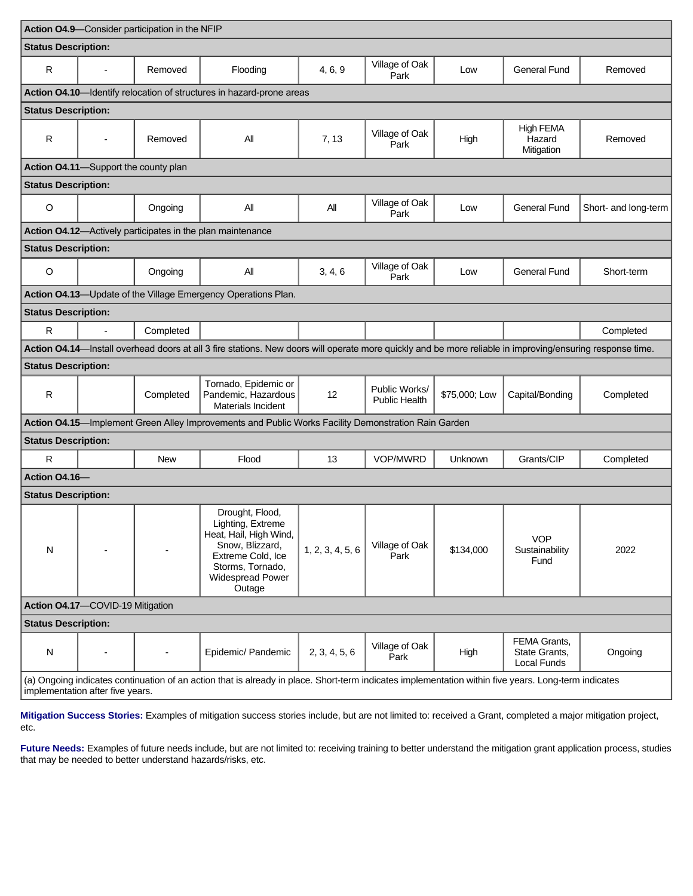| | | | | | | | | |
|---|---|---|---|---|---|---|---|---|
| **Action O4.9**—Consider participation in the NFIP | | | | | | | | |
| **Status Description:** | | | | | | | | |
| R | - | Removed | Flooding | 4, 6, 9 | Village of Oak Park | Low | General Fund | Removed |
| **Action O4.10**—Identify relocation of structures in hazard-prone areas | | | | | | | | |
| **Status Description:** | | | | | | | | |
| R | - | Removed | All | 7, 13 | Village of Oak Park | High | High FEMA Hazard Mitigation | Removed |
| **Action O4.11**—Support the county plan | | | | | | | | |
| **Status Description:** | | | | | | | | |
| O | | Ongoing | All | All | Village of Oak Park | Low | General Fund | Short- and long-term |
| **Action O4.12**—Actively participates in the plan maintenance | | | | | | | | |
| **Status Description:** | | | | | | | | |
| O | | Ongoing | All | 3, 4, 6 | Village of Oak Park | Low | General Fund | Short-term |
| **Action O4.13**—Update of the Village Emergency Operations Plan. | | | | | | | | |
| **Status Description:** | | | | | | | | |
| R | - | Completed | | | | | | Completed |
| **Action O4.14**—Install overhead doors at all 3 fire stations. New doors will operate more quickly and be more reliable in improving/ensuring response time. | | | | | | | | |
| **Status Description:** | | | | | | | | |
| R | | Completed | Tornado, Epidemic or Pandemic, Hazardous Materials Incident | 12 | Public Works/ Public Health | $75,000; Low | Capital/Bonding | Completed |
| **Action O4.15**—Implement Green Alley Improvements and Public Works Facility Demonstration Rain Garden | | | | | | | | |
| **Status Description:** | | | | | | | | |
| R | | New | Flood | 13 | VOP/MWRD | Unknown | Grants/CIP | Completed |
| **Action O4.16**— | | | | | | | | |
| **Status Description:** | | | | | | | | |
| N | - | - | Drought, Flood, Lighting, Extreme Heat, Hail, High Wind, Snow, Blizzard, Extreme Cold, Ice Storms, Tornado, Widespread Power Outage | 1, 2, 3, 4, 5, 6 | Village of Oak Park | $134,000 | VOP Sustainability Fund | 2022 |
| **Action O4.17**—COVID-19 Mitigation | | | | | | | | |
| **Status Description:** | | | | | | | | |
| N | - | - | Epidemic/ Pandemic | 2, 3, 4, 5, 6 | Village of Oak Park | High | FEMA Grants, State Grants, Local Funds | Ongoing |
| (a) Ongoing indicates continuation of an action that is already in place. Short-term indicates implementation within five years. Long-term indicates implementation after five years. | | | | | | | | |

**Mitigation Success Stories:** Examples of mitigation success stories include, but are not limited to: received a Grant, completed a major mitigation project, etc.

**Future Needs:** Examples of future needs include, but are not limited to: receiving training to better understand the mitigation grant application process, studies that may be needed to better understand hazards/risks, etc.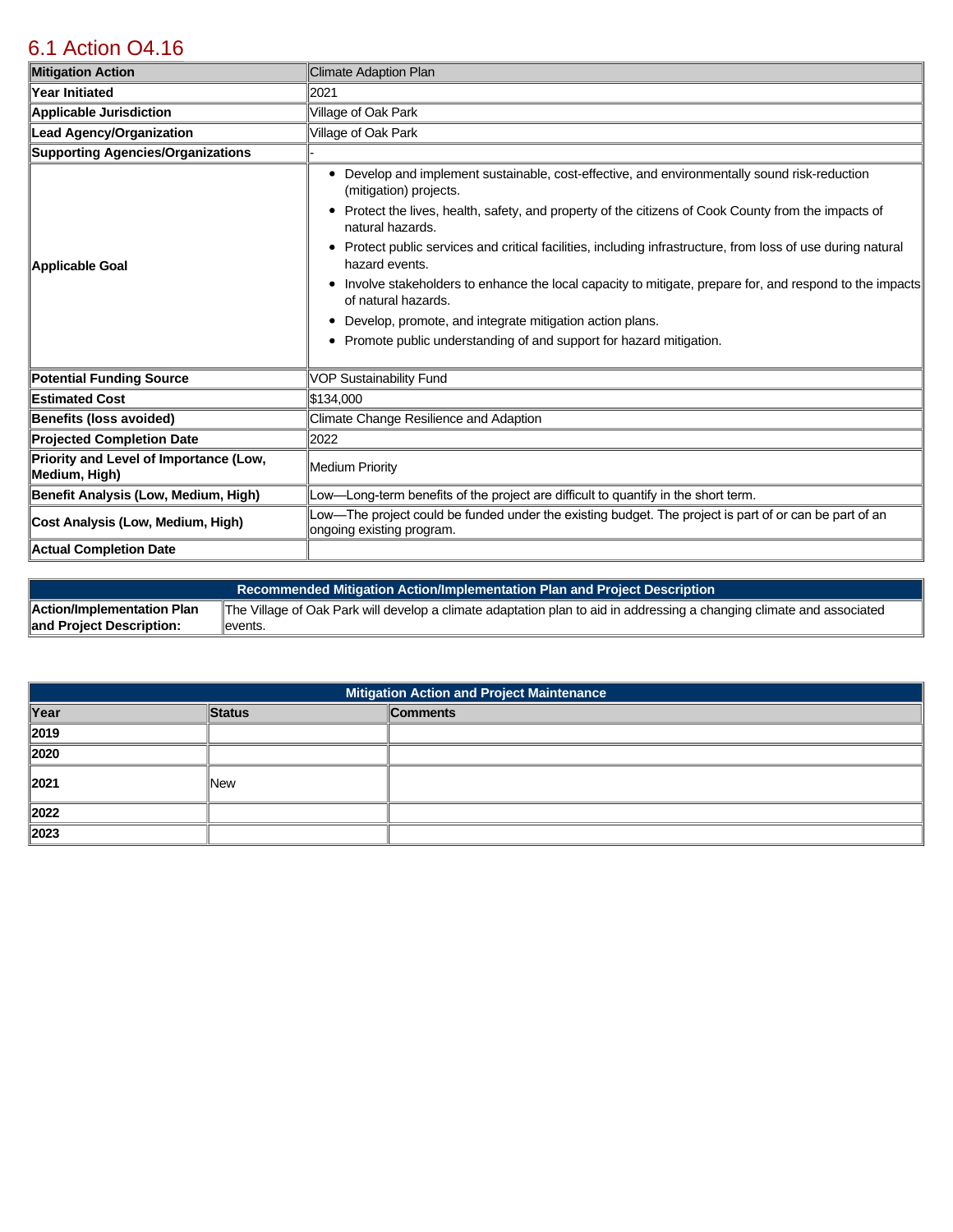## 6.1 Action O4.16

| Mitigation Action | Climate Adaption Plan |
|---|---|
| Year Initiated | 2021 |
| Applicable Jurisdiction | Village of Oak Park |
| Lead Agency/Organization | Village of Oak Park |
| Supporting Agencies/Organizations | - |
| Applicable Goal | • Develop and implement sustainable, cost-effective, and environmentally sound risk-reduction (mitigation) projects.<br>• Protect the lives, health, safety, and property of the citizens of Cook County from the impacts of natural hazards.<br>• Protect public services and critical facilities, including infrastructure, from loss of use during natural hazard events.<br>• Involve stakeholders to enhance the local capacity to mitigate, prepare for, and respond to the impacts of natural hazards.<br>• Develop, promote, and integrate mitigation action plans.<br>• Promote public understanding of and support for hazard mitigation. |
| Potential Funding Source | VOP Sustainability Fund |
| Estimated Cost | $134,000 |
| Benefits (loss avoided) | Climate Change Resilience and Adaption |
| Projected Completion Date | 2022 |
| Priority and Level of Importance (Low, Medium, High) | Medium Priority |
| Benefit Analysis (Low, Medium, High) | Low—Long-term benefits of the project are difficult to quantify in the short term. |
| Cost Analysis (Low, Medium, High) | Low—The project could be funded under the existing budget. The project is part of or can be part of an ongoing existing program. |
| Actual Completion Date | |

| Recommended Mitigation Action/Implementation Plan and Project Description | |
|---|---|
| Action/Implementation Plan and Project Description: | The Village of Oak Park will develop a climate adaptation plan to aid in addressing a changing climate and associated events. |

| Mitigation Action and Project Maintenance | | |
|---|---|---|
| Year | Status | Comments |
| 2019 | | |
| 2020 | | |
| 2021 | New | |
| 2022 | | |
| 2023 | | |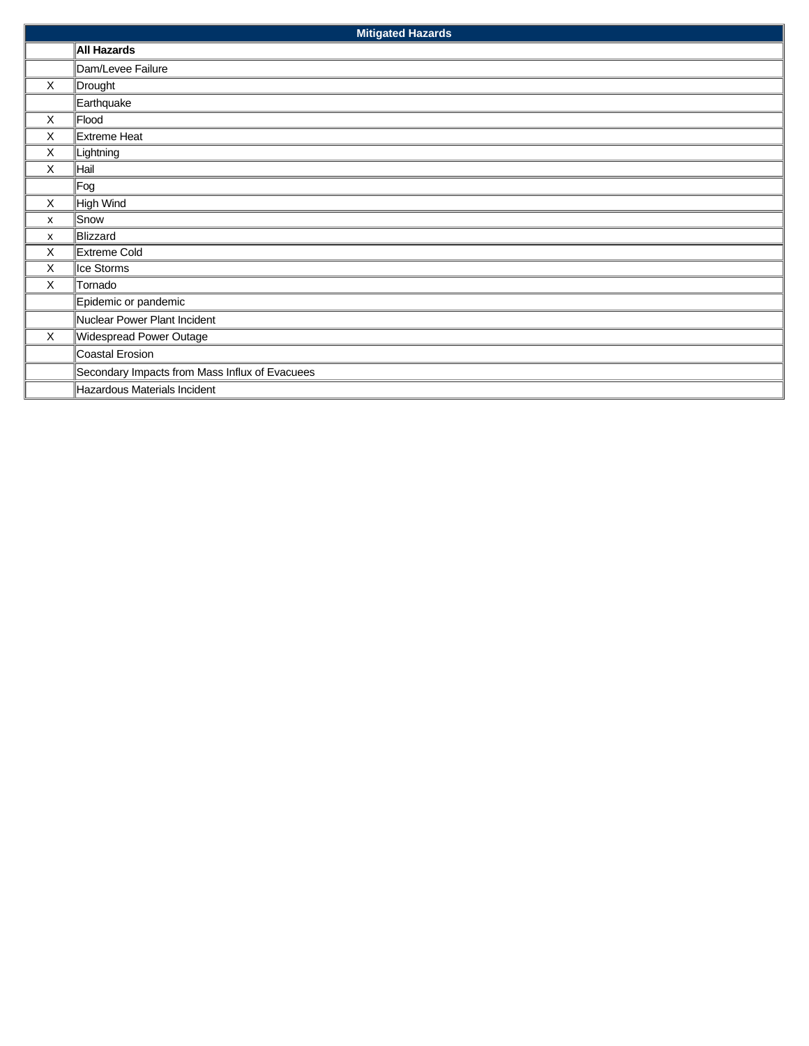| Mitigated Hazards | |
|---|---|
| | **All Hazards** |
| | Dam/Levee Failure |
| X | Drought |
| | Earthquake |
| X | Flood |
| X | Extreme Heat |
| X | Lightning |
| X | Hail |
| | Fog |
| X | High Wind |
| x | Snow |
| x | Blizzard |
| X | Extreme Cold |
| X | Ice Storms |
| X | Tornado |
| | Epidemic or pandemic |
| | Nuclear Power Plant Incident |
| X | Widespread Power Outage |
| | Coastal Erosion |
| | Secondary Impacts from Mass Influx of Evacuees |
| | Hazardous Materials Incident |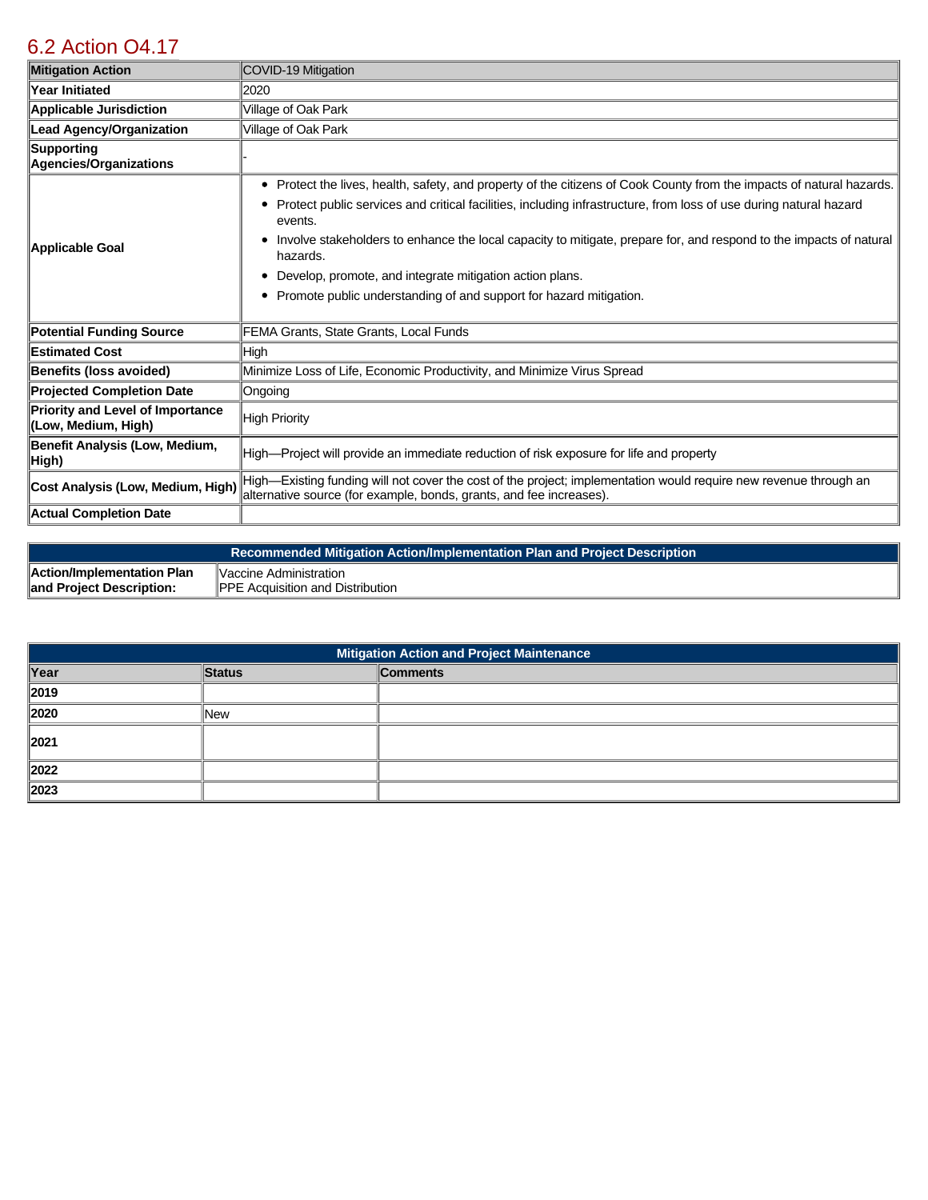## 6.2 Action O4.17

| Mitigation Action | COVID-19 Mitigation |
|---|---|
| Year Initiated | 2020 |
| Applicable Jurisdiction | Village of Oak Park |
| Lead Agency/Organization | Village of Oak Park |
| Supporting Agencies/Organizations | - |
| Applicable Goal | • Protect the lives, health, safety, and property of the citizens of Cook County from the impacts of natural hazards.<br>• Protect public services and critical facilities, including infrastructure, from loss of use during natural hazard events.<br>• Involve stakeholders to enhance the local capacity to mitigate, prepare for, and respond to the impacts of natural hazards.<br>• Develop, promote, and integrate mitigation action plans.<br>• Promote public understanding of and support for hazard mitigation. |
| Potential Funding Source | FEMA Grants, State Grants, Local Funds |
| Estimated Cost | High |
| Benefits (loss avoided) | Minimize Loss of Life, Economic Productivity, and Minimize Virus Spread |
| Projected Completion Date | Ongoing |
| Priority and Level of Importance (Low, Medium, High) | High Priority |
| Benefit Analysis (Low, Medium, High) | High—Project will provide an immediate reduction of risk exposure for life and property |
| Cost Analysis (Low, Medium, High) | High—Existing funding will not cover the cost of the project; implementation would require new revenue through an alternative source (for example, bonds, grants, and fee increases). |
| Actual Completion Date | |

| Recommended Mitigation Action/Implementation Plan and Project Description | |
|---|---|
| Action/Implementation Plan and Project Description: | Vaccine Administration<br>PPE Acquisition and Distribution |

| Mitigation Action and Project Maintenance | | |
|---|---|---|
| **Year** | **Status** | **Comments** |
| 2019 | | |
| 2020 | New | |
| 2021 | | |
| 2022 | | |
| 2023 | | |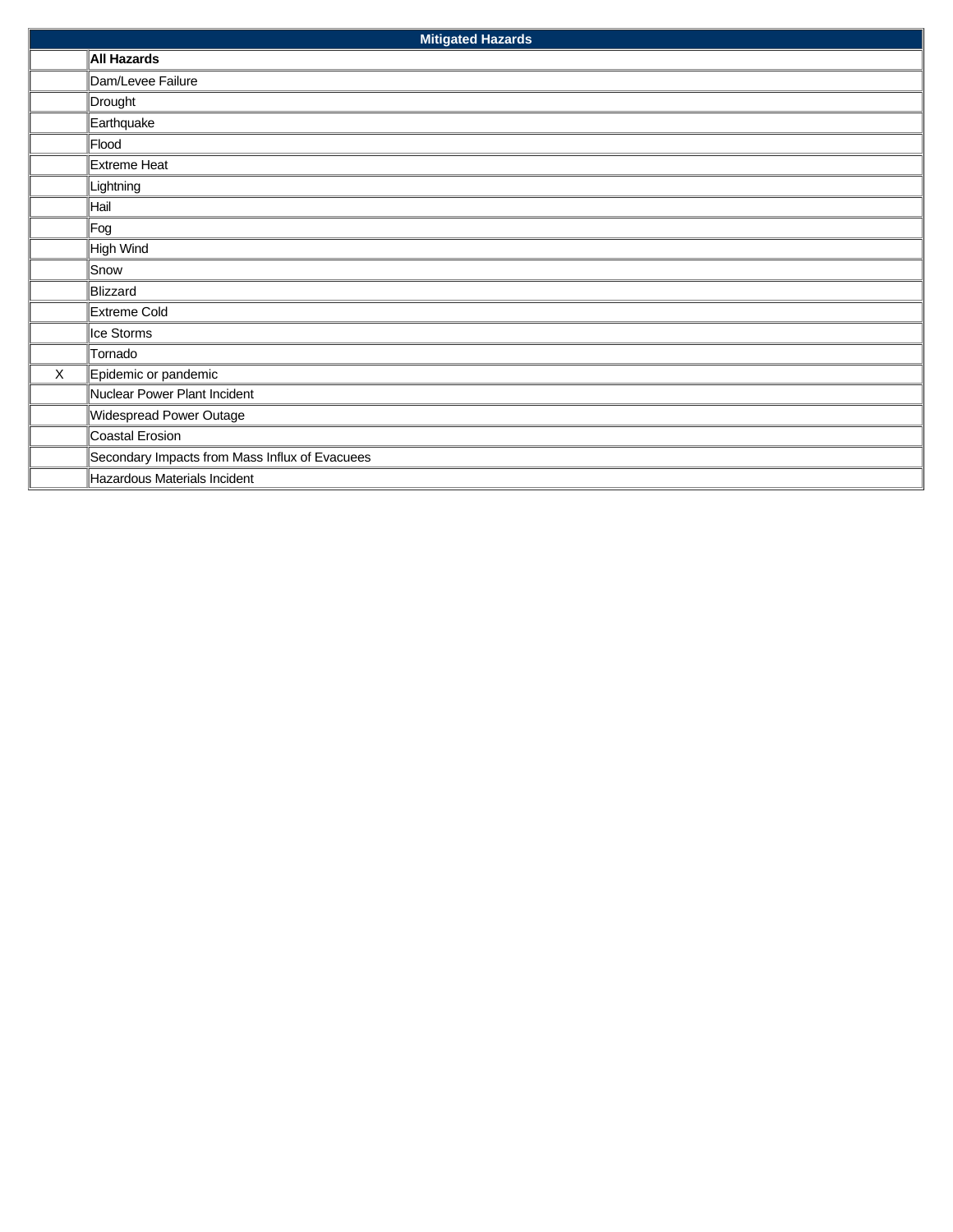| Mitigated Hazards | |
| --- | --- |
| | **All Hazards** |
| | Dam/Levee Failure |
| | Drought |
| | Earthquake |
| | Flood |
| | Extreme Heat |
| | Lightning |
| | Hail |
| | Fog |
| | High Wind |
| | Snow |
| | Blizzard |
| | Extreme Cold |
| | Ice Storms |
| | Tornado |
| X | Epidemic or pandemic |
| | Nuclear Power Plant Incident |
| | Widespread Power Outage |
| | Coastal Erosion |
| | Secondary Impacts from Mass Influx of Evacuees |
| | Hazardous Materials Incident |